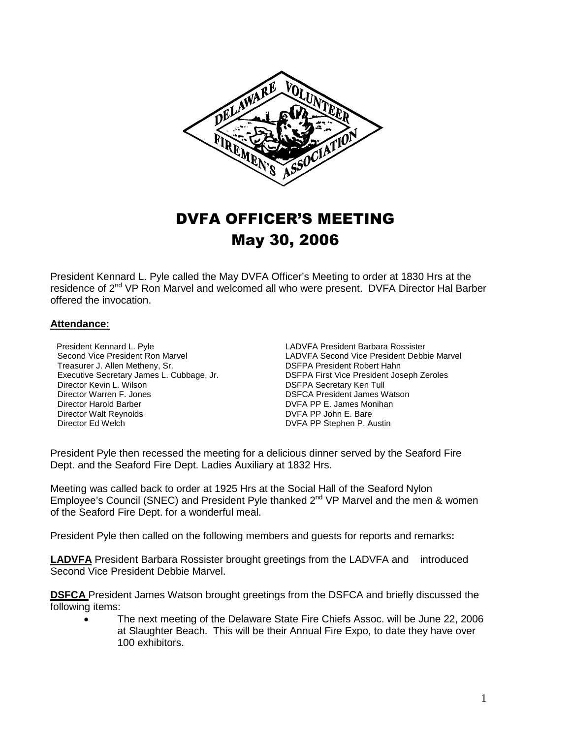# DVFA OFFICER'S MEETING

## May 30, 2006

President Kennard L. Pyle called the May DVFA Officer's Meeting to order at 1830 Hrs at the residence of 2nd VP Ron Marvel and welcomed all who were present. DVFA Director Hal Barber offered the invocation.

**Attendance:**

President Kennard L. Pyle
Second Vice President Ron Marvel
Treasurer J. Allen Metheny, Sr.
Executive Secretary James L. Cubbage, Jr.
Director Kevin L. Wilson
Director Warren F. Jones
Director Harold Barber
Director Walt Reynolds
Director Ed Welch

LADVFA President Barbara Rossister
LADVFA Second Vice President Debbie Marvel
DSFPA President Robert Hahn
DSFPA First Vice President Joseph Zeroles
DSFPA Secretary Ken Tull
DSFCA President James Watson
DVFA PP E. James Monihan
DVFA PP John E. Bare
DVFA PP Stephen P. Austin

President Pyle then recessed the meeting for a delicious dinner served by the Seaford Fire Dept. and the Seaford Fire Dept. Ladies Auxiliary at 1832 Hrs.

Meeting was called back to order at 1925 Hrs at the Social Hall of the Seaford Nylon Employee's Council (SNEC) and President Pyle thanked 2nd VP Marvel and the men & women of the Seaford Fire Dept. for a wonderful meal.

President Pyle then called on the following members and guests for reports and remarks**:**

**LADVFA** President Barbara Rossister brought greetings from the LADVFA and introduced Second Vice President Debbie Marvel.

**DSFCA** President James Watson brought greetings from the DSFCA and briefly discussed the following items:

- The next meeting of the Delaware State Fire Chiefs Assoc. will be June 22, 2006 at Slaughter Beach. This will be their Annual Fire Expo, to date they have over 100 exhibitors.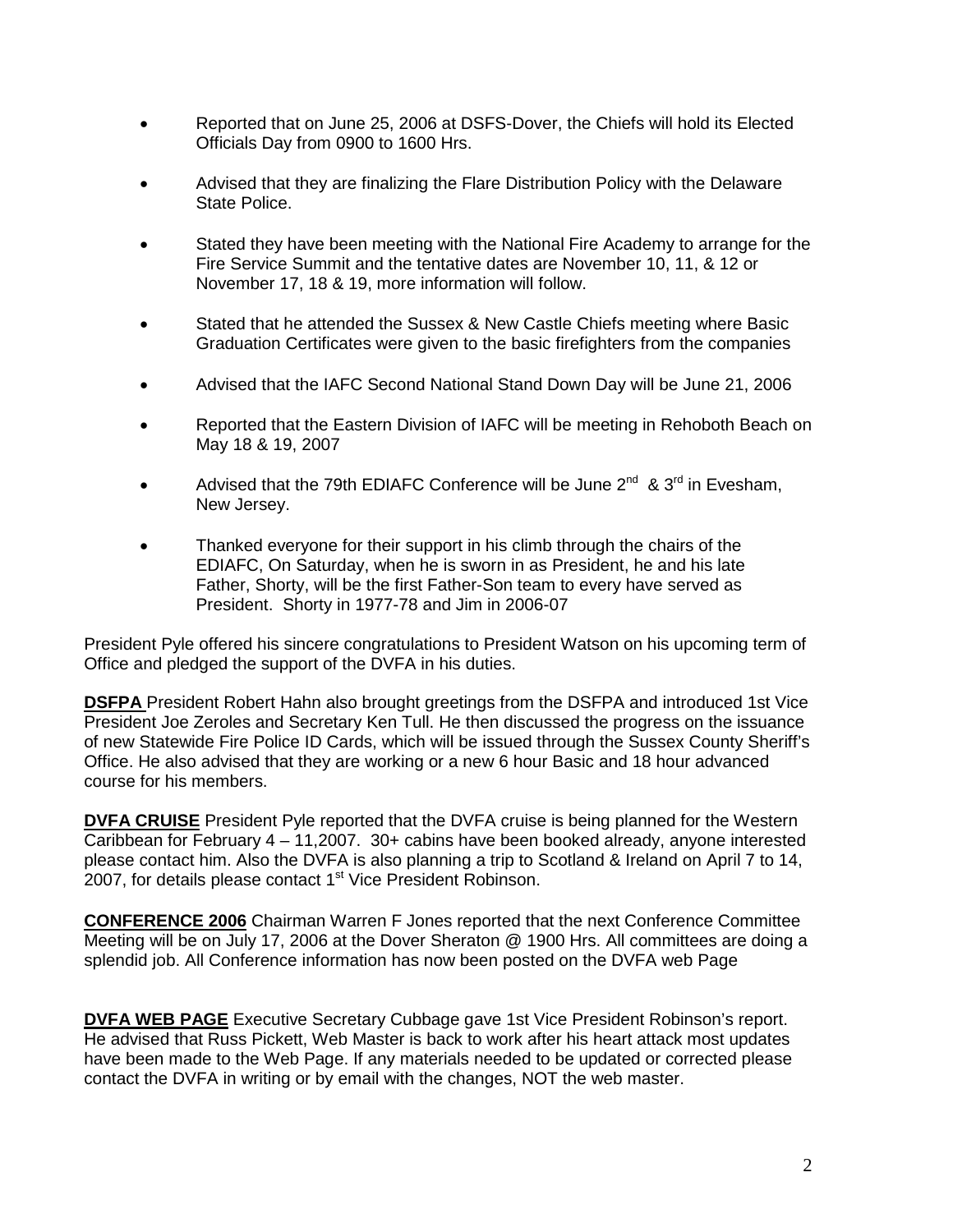- Reported that on June 25, 2006 at DSFS-Dover, the Chiefs will hold its Elected Officials Day from 0900 to 1600 Hrs.
- Advised that they are finalizing the Flare Distribution Policy with the Delaware State Police.
- Stated they have been meeting with the National Fire Academy to arrange for the Fire Service Summit and the tentative dates are November 10, 11, & 12 or November 17, 18 & 19, more information will follow.
- Stated that he attended the Sussex & New Castle Chiefs meeting where Basic Graduation Certificates were given to the basic firefighters from the companies
- Advised that the IAFC Second National Stand Down Day will be June 21, 2006
- Reported that the Eastern Division of IAFC will be meeting in Rehoboth Beach on May 18 & 19, 2007
- Advised that the 79th EDIAFC Conference will be June 2nd & 3rd in Evesham, New Jersey.
- Thanked everyone for their support in his climb through the chairs of the EDIAFC, On Saturday, when he is sworn in as President, he and his late Father, Shorty, will be the first Father-Son team to every have served as President. Shorty in 1977-78 and Jim in 2006-07

President Pyle offered his sincere congratulations to President Watson on his upcoming term of Office and pledged the support of the DVFA in his duties.

**DSFPA** President Robert Hahn also brought greetings from the DSFPA and introduced 1st Vice President Joe Zeroles and Secretary Ken Tull. He then discussed the progress on the issuance of new Statewide Fire Police ID Cards, which will be issued through the Sussex County Sheriff's Office. He also advised that they are working or a new 6 hour Basic and 18 hour advanced course for his members.

**DVFA CRUISE** President Pyle reported that the DVFA cruise is being planned for the Western Caribbean for February 4 – 11,2007. 30+ cabins have been booked already, anyone interested please contact him. Also the DVFA is also planning a trip to Scotland & Ireland on April 7 to 14, 2007, for details please contact 1st Vice President Robinson.

**CONFERENCE 2006** Chairman Warren F Jones reported that the next Conference Committee Meeting will be on July 17, 2006 at the Dover Sheraton @ 1900 Hrs. All committees are doing a splendid job. All Conference information has now been posted on the DVFA web Page

**DVFA WEB PAGE** Executive Secretary Cubbage gave 1st Vice President Robinson's report. He advised that Russ Pickett, Web Master is back to work after his heart attack most updates have been made to the Web Page. If any materials needed to be updated or corrected please contact the DVFA in writing or by email with the changes, NOT the web master.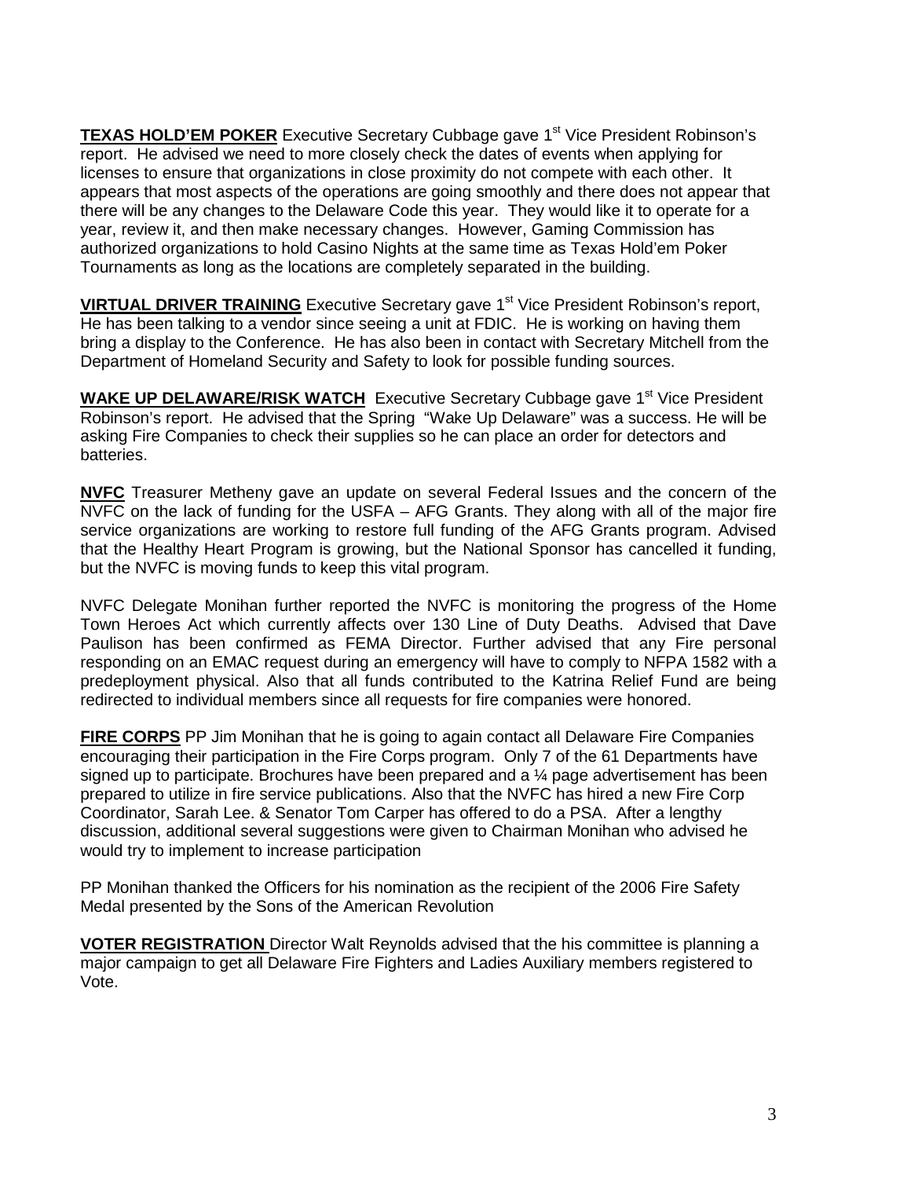**TEXAS HOLD'EM POKER** Executive Secretary Cubbage gave 1st Vice President Robinson's report. He advised we need to more closely check the dates of events when applying for licenses to ensure that organizations in close proximity do not compete with each other. It appears that most aspects of the operations are going smoothly and there does not appear that there will be any changes to the Delaware Code this year. They would like it to operate for a year, review it, and then make necessary changes. However, Gaming Commission has authorized organizations to hold Casino Nights at the same time as Texas Hold'em Poker Tournaments as long as the locations are completely separated in the building.

**VIRTUAL DRIVER TRAINING** Executive Secretary gave 1st Vice President Robinson's report, He has been talking to a vendor since seeing a unit at FDIC. He is working on having them bring a display to the Conference. He has also been in contact with Secretary Mitchell from the Department of Homeland Security and Safety to look for possible funding sources.

**WAKE UP DELAWARE/RISK WATCH** Executive Secretary Cubbage gave 1st Vice President Robinson's report. He advised that the Spring "Wake Up Delaware" was a success. He will be asking Fire Companies to check their supplies so he can place an order for detectors and batteries.

**NVFC** Treasurer Metheny gave an update on several Federal Issues and the concern of the NVFC on the lack of funding for the USFA – AFG Grants. They along with all of the major fire service organizations are working to restore full funding of the AFG Grants program. Advised that the Healthy Heart Program is growing, but the National Sponsor has cancelled it funding, but the NVFC is moving funds to keep this vital program.

NVFC Delegate Monihan further reported the NVFC is monitoring the progress of the Home Town Heroes Act which currently affects over 130 Line of Duty Deaths. Advised that Dave Paulison has been confirmed as FEMA Director. Further advised that any Fire personal responding on an EMAC request during an emergency will have to comply to NFPA 1582 with a predeployment physical. Also that all funds contributed to the Katrina Relief Fund are being redirected to individual members since all requests for fire companies were honored.

**FIRE CORPS** PP Jim Monihan that he is going to again contact all Delaware Fire Companies encouraging their participation in the Fire Corps program. Only 7 of the 61 Departments have signed up to participate. Brochures have been prepared and a ¼ page advertisement has been prepared to utilize in fire service publications. Also that the NVFC has hired a new Fire Corp Coordinator, Sarah Lee. & Senator Tom Carper has offered to do a PSA. After a lengthy discussion, additional several suggestions were given to Chairman Monihan who advised he would try to implement to increase participation

PP Monihan thanked the Officers for his nomination as the recipient of the 2006 Fire Safety Medal presented by the Sons of the American Revolution

**VOTER REGISTRATION** Director Walt Reynolds advised that the his committee is planning a major campaign to get all Delaware Fire Fighters and Ladies Auxiliary members registered to Vote.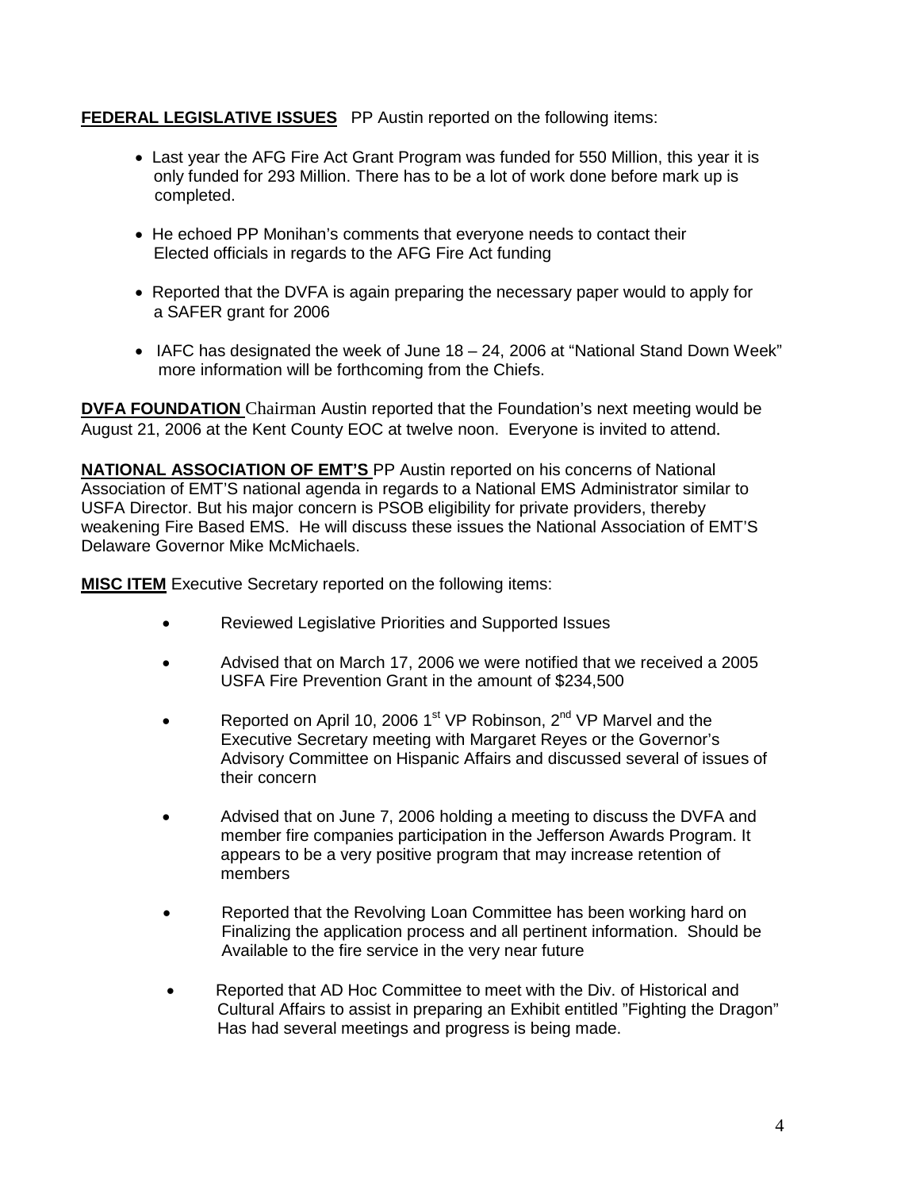**FEDERAL LEGISLATIVE ISSUES** PP Austin reported on the following items:

- Last year the AFG Fire Act Grant Program was funded for 550 Million, this year it is only funded for 293 Million. There has to be a lot of work done before mark up is completed.
- He echoed PP Monihan's comments that everyone needs to contact their Elected officials in regards to the AFG Fire Act funding
- Reported that the DVFA is again preparing the necessary paper would to apply for a SAFER grant for 2006
- IAFC has designated the week of June 18 – 24, 2006 at "National Stand Down Week" more information will be forthcoming from the Chiefs.

**DVFA FOUNDATION** Chairman Austin reported that the Foundation's next meeting would be August 21, 2006 at the Kent County EOC at twelve noon. Everyone is invited to attend.

**NATIONAL ASSOCIATION OF EMT'S** PP Austin reported on his concerns of National Association of EMT'S national agenda in regards to a National EMS Administrator similar to USFA Director. But his major concern is PSOB eligibility for private providers, thereby weakening Fire Based EMS. He will discuss these issues the National Association of EMT'S Delaware Governor Mike McMichaels.

**MISC ITEM** Executive Secretary reported on the following items:

- Reviewed Legislative Priorities and Supported Issues
- Advised that on March 17, 2006 we were notified that we received a 2005 USFA Fire Prevention Grant in the amount of $234,500
- Reported on April 10, 2006 1st VP Robinson, 2nd VP Marvel and the Executive Secretary meeting with Margaret Reyes or the Governor's Advisory Committee on Hispanic Affairs and discussed several of issues of their concern
- Advised that on June 7, 2006 holding a meeting to discuss the DVFA and member fire companies participation in the Jefferson Awards Program. It appears to be a very positive program that may increase retention of members
- Reported that the Revolving Loan Committee has been working hard on Finalizing the application process and all pertinent information. Should be Available to the fire service in the very near future
- Reported that AD Hoc Committee to meet with the Div. of Historical and Cultural Affairs to assist in preparing an Exhibit entitled "Fighting the Dragon" Has had several meetings and progress is being made.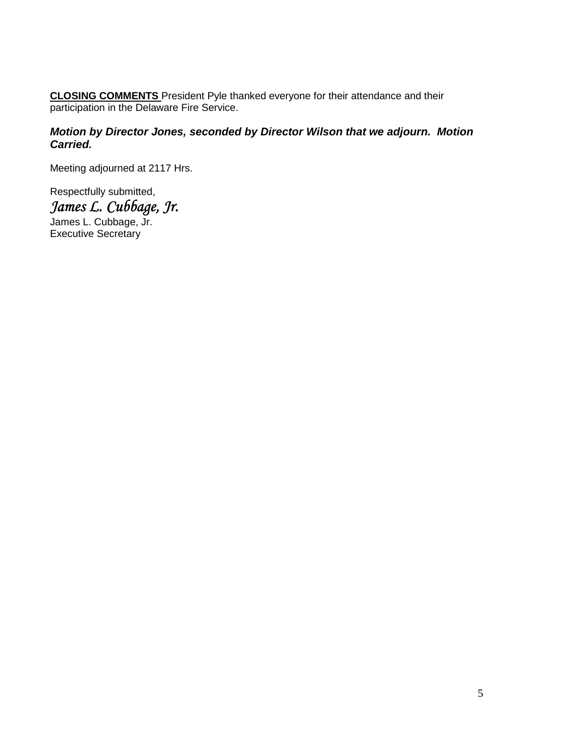**CLOSING COMMENTS** President Pyle thanked everyone for their attendance and their participation in the Delaware Fire Service.

***Motion by Director Jones, seconded by Director Wilson that we adjourn. Motion Carried.***

Meeting adjourned at 2117 Hrs.

Respectfully submitted,

*James L. Cubbage, Jr.*

James L. Cubbage, Jr.
Executive Secretary